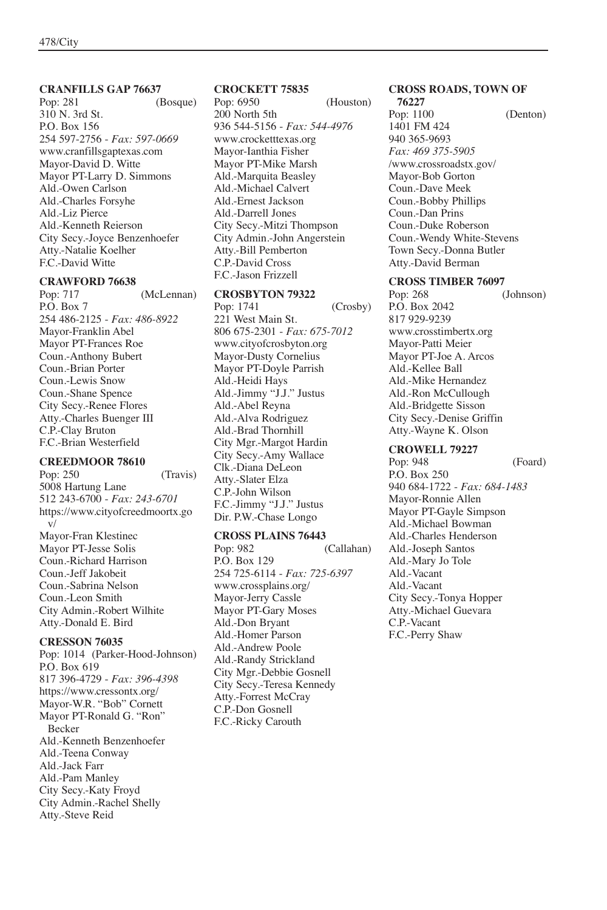**CRANFILLS GAP 76637**
Pop: 281 (Bosque)
310 N. 3rd St.
P.O. Box 156
254 597-2756 - *Fax: 597-0669*
www.cranfillsgaptexas.com
Mayor-David D. Witte
Mayor PT-Larry D. Simmons
Ald.-Owen Carlson
Ald.-Charles Forsyhe
Ald.-Liz Pierce
Ald.-Kenneth Reierson
City Secy.-Joyce Benzenhoefer
Atty.-Natalie Koelher
F.C.-David Witte

**CRAWFORD 76638**
Pop: 717 (McLennan)
P.O. Box 7
254 486-2125 - *Fax: 486-8922*
Mayor-Franklin Abel
Mayor PT-Frances Roe
Coun.-Anthony Bubert
Coun.-Brian Porter
Coun.-Lewis Snow
Coun.-Shane Spence
City Secy.-Renee Flores
Atty.-Charles Buenger III
C.P.-Clay Bruton
F.C.-Brian Westerfield

**CREEDMOOR 78610**
Pop: 250 (Travis)
5008 Hartung Lane
512 243-6700 - *Fax: 243-6701*
https://www.cityofcreedmoortx.gov/
Mayor-Fran Klestinec
Mayor PT-Jesse Solis
Coun.-Richard Harrison
Coun.-Jeff Jakobeit
Coun.-Sabrina Nelson
Coun.-Leon Smith
City Admin.-Robert Wilhite
Atty.-Donald E. Bird

**CRESSON 76035**
Pop: 1014 (Parker-Hood-Johnson)
P.O. Box 619
817 396-4729 - *Fax: 396-4398*
https://www.cressontx.org/
Mayor-W.R. "Bob" Cornett
Mayor PT-Ronald G. "Ron" Becker
Ald.-Kenneth Benzenhoefer
Ald.-Teena Conway
Ald.-Jack Farr
Ald.-Pam Manley
City Secy.-Katy Froyd
City Admin.-Rachel Shelly
Atty.-Steve Reid

**CROCKETT 75835**
Pop: 6950 (Houston)
200 North 5th
936 544-5156 - *Fax: 544-4976*
www.crocketttexas.org
Mayor-Ianthia Fisher
Mayor PT-Mike Marsh
Ald.-Marquita Beasley
Ald.-Michael Calvert
Ald.-Ernest Jackson
Ald.-Darrell Jones
City Secy.-Mitzi Thompson
City Admin.-John Angerstein
Atty.-Bill Pemberton
C.P.-David Cross
F.C.-Jason Frizzell

**CROSBYTON 79322**
Pop: 1741 (Crosby)
221 West Main St.
806 675-2301 - *Fax: 675-7012*
www.cityofcrosbyton.org
Mayor-Dusty Cornelius
Mayor PT-Doyle Parrish
Ald.-Heidi Hays
Ald.-Jimmy "J.J." Justus
Ald.-Abel Reyna
Ald.-Alva Rodriguez
Ald.-Brad Thornhill
City Mgr.-Margot Hardin
City Secy.-Amy Wallace
Clk.-Diana DeLeon
Atty.-Slater Elza
C.P.-John Wilson
F.C.-Jimmy "J.J." Justus
Dir. P.W.-Chase Longo

**CROSS PLAINS 76443**
Pop: 982 (Callahan)
P.O. Box 129
254 725-6114 - *Fax: 725-6397*
www.crossplains.org/
Mayor-Jerry Cassle
Mayor PT-Gary Moses
Ald.-Don Bryant
Ald.-Homer Parson
Ald.-Andrew Poole
Ald.-Randy Strickland
City Mgr.-Debbie Gosnell
City Secy.-Teresa Kennedy
Atty.-Forrest McCray
C.P.-Don Gosnell
F.C.-Ricky Carouth

**CROSS ROADS, TOWN OF 76227**
Pop: 1100 (Denton)
1401 FM 424
940 365-9693
*Fax: 469 375-5905*
/www.crossroadstx.gov/
Mayor-Bob Gorton
Coun.-Dave Meek
Coun.-Bobby Phillips
Coun.-Dan Prins
Coun.-Duke Roberson
Coun.-Wendy White-Stevens
Town Secy.-Donna Butler
Atty.-David Berman

**CROSS TIMBER 76097**
Pop: 268 (Johnson)
P.O. Box 2042
817 929-9239
www.crosstimbertx.org
Mayor-Patti Meier
Mayor PT-Joe A. Arcos
Ald.-Kellee Ball
Ald.-Mike Hernandez
Ald.-Ron McCullough
Ald.-Bridgette Sisson
City Secy.-Denise Griffin
Atty.-Wayne K. Olson

**CROWELL 79227**
Pop: 948 (Foard)
P.O. Box 250
940 684-1722 - *Fax: 684-1483*
Mayor-Ronnie Allen
Mayor PT-Gayle Simpson
Ald.-Michael Bowman
Ald.-Charles Henderson
Ald.-Joseph Santos
Ald.-Mary Jo Tole
Ald.-Vacant
Ald.-Vacant
City Secy.-Tonya Hopper
Atty.-Michael Guevara
C.P.-Vacant
F.C.-Perry Shaw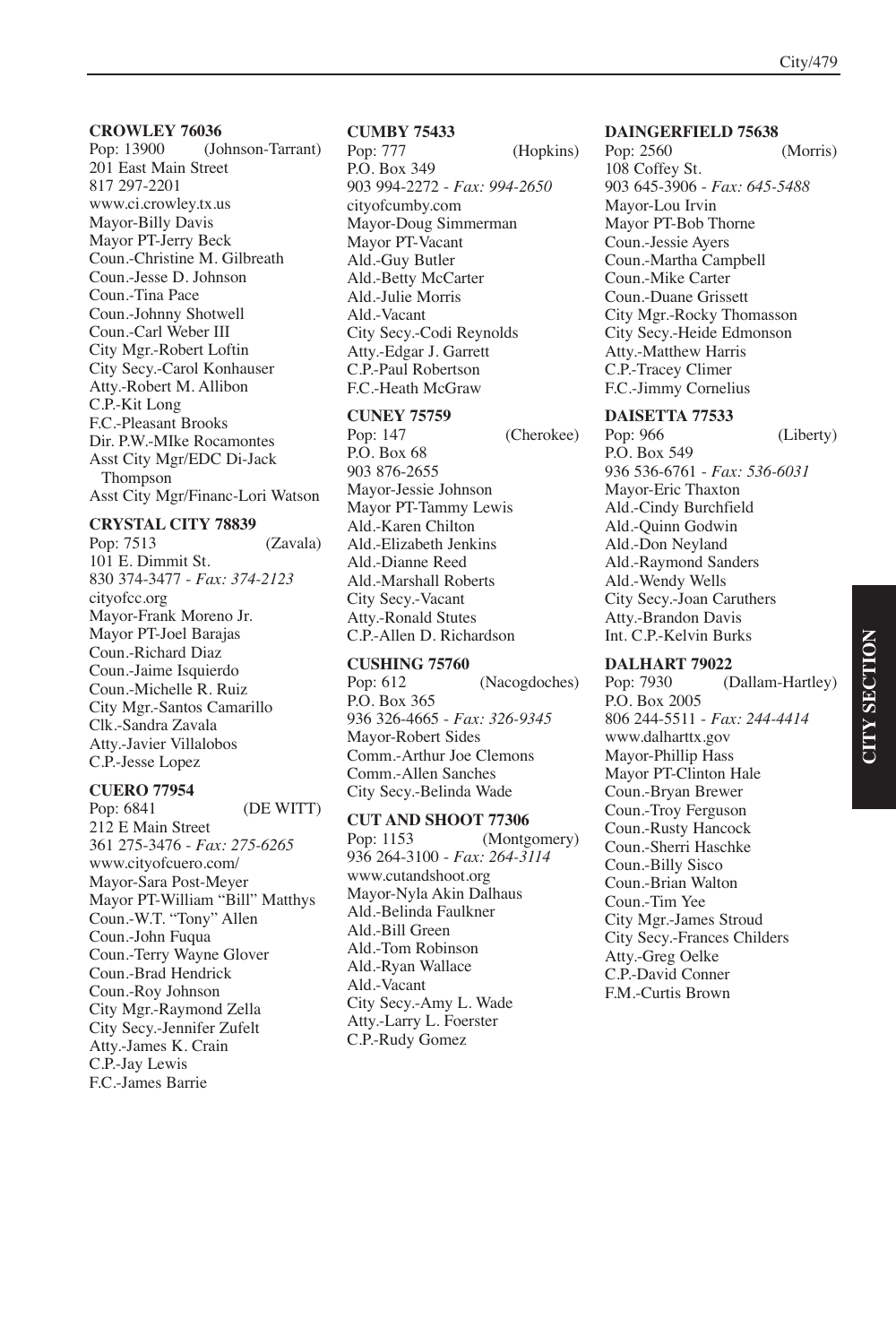**CROWLEY 76036**
Pop: 13900 (Johnson-Tarrant)
201 East Main Street
817 297-2201
www.ci.crowley.tx.us
Mayor-Billy Davis
Mayor PT-Jerry Beck
Coun.-Christine M. Gilbreath
Coun.-Jesse D. Johnson
Coun.-Tina Pace
Coun.-Johnny Shotwell
Coun.-Carl Weber III
City Mgr.-Robert Loftin
City Secy.-Carol Konhauser
Atty.-Robert M. Allibon
C.P.-Kit Long
F.C.-Pleasant Brooks
Dir. P.W.-MIke Rocamontes
Asst City Mgr/EDC Di-Jack Thompson
Asst City Mgr/Financ-Lori Watson

**CRYSTAL CITY 78839**
Pop: 7513 (Zavala)
101 E. Dimmit St.
830 374-3477 - *Fax: 374-2123*
cityofcc.org
Mayor-Frank Moreno Jr.
Mayor PT-Joel Barajas
Coun.-Richard Diaz
Coun.-Jaime Isquierdo
Coun.-Michelle R. Ruiz
City Mgr.-Santos Camarillo
Clk.-Sandra Zavala
Atty.-Javier Villalobos
C.P.-Jesse Lopez

**CUERO 77954**
Pop: 6841 (DE WITT)
212 E Main Street
361 275-3476 - *Fax: 275-6265*
www.cityofcuero.com/
Mayor-Sara Post-Meyer
Mayor PT-William “Bill” Matthys
Coun.-W.T. “Tony” Allen
Coun.-John Fuqua
Coun.-Terry Wayne Glover
Coun.-Brad Hendrick
Coun.-Roy Johnson
City Mgr.-Raymond Zella
City Secy.-Jennifer Zufelt
Atty.-James K. Crain
C.P.-Jay Lewis
F.C.-James Barrie

**CUMBY 75433**
Pop: 777 (Hopkins)
P.O. Box 349
903 994-2272 - *Fax: 994-2650*
cityofcumby.com
Mayor-Doug Simmerman
Mayor PT-Vacant
Ald.-Guy Butler
Ald.-Betty McCarter
Ald.-Julie Morris
Ald.-Vacant
City Secy.-Codi Reynolds
Atty.-Edgar J. Garrett
C.P.-Paul Robertson
F.C.-Heath McGraw

**CUNEY 75759**
Pop: 147 (Cherokee)
P.O. Box 68
903 876-2655
Mayor-Jessie Johnson
Mayor PT-Tammy Lewis
Ald.-Karen Chilton
Ald.-Elizabeth Jenkins
Ald.-Dianne Reed
Ald.-Marshall Roberts
City Secy.-Vacant
Atty.-Ronald Stutes
C.P.-Allen D. Richardson

**CUSHING 75760**
Pop: 612 (Nacogdoches)
P.O. Box 365
936 326-4665 - *Fax: 326-9345*
Mayor-Robert Sides
Comm.-Arthur Joe Clemons
Comm.-Allen Sanches
City Secy.-Belinda Wade

**CUT AND SHOOT 77306**
Pop: 1153 (Montgomery)
936 264-3100 - *Fax: 264-3114*
www.cutandshoot.org
Mayor-Nyla Akin Dalhaus
Ald.-Belinda Faulkner
Ald.-Bill Green
Ald.-Tom Robinson
Ald.-Ryan Wallace
Ald.-Vacant
City Secy.-Amy L. Wade
Atty.-Larry L. Foerster
C.P.-Rudy Gomez

**DAINGERFIELD 75638**
Pop: 2560 (Morris)
108 Coffey St.
903 645-3906 - *Fax: 645-5488*
Mayor-Lou Irvin
Mayor PT-Bob Thorne
Coun.-Jessie Ayers
Coun.-Martha Campbell
Coun.-Mike Carter
Coun.-Duane Grissett
City Mgr.-Rocky Thomasson
City Secy.-Heide Edmonson
Atty.-Matthew Harris
C.P.-Tracey Climer
F.C.-Jimmy Cornelius

**DAISETTA 77533**
Pop: 966 (Liberty)
P.O. Box 549
936 536-6761 - *Fax: 536-6031*
Mayor-Eric Thaxton
Ald.-Cindy Burchfield
Ald.-Quinn Godwin
Ald.-Don Neyland
Ald.-Raymond Sanders
Ald.-Wendy Wells
City Secy.-Joan Caruthers
Atty.-Brandon Davis
Int. C.P.-Kelvin Burks

**DALHART 79022**
Pop: 7930 (Dallam-Hartley)
P.O. Box 2005
806 244-5511 - *Fax: 244-4414*
www.dalharttx.gov
Mayor-Phillip Hass
Mayor PT-Clinton Hale
Coun.-Bryan Brewer
Coun.-Troy Ferguson
Coun.-Rusty Hancock
Coun.-Sherri Haschke
Coun.-Billy Sisco
Coun.-Brian Walton
Coun.-Tim Yee
City Mgr.-James Stroud
City Secy.-Frances Childers
Atty.-Greg Oelke
C.P.-David Conner
F.M.-Curtis Brown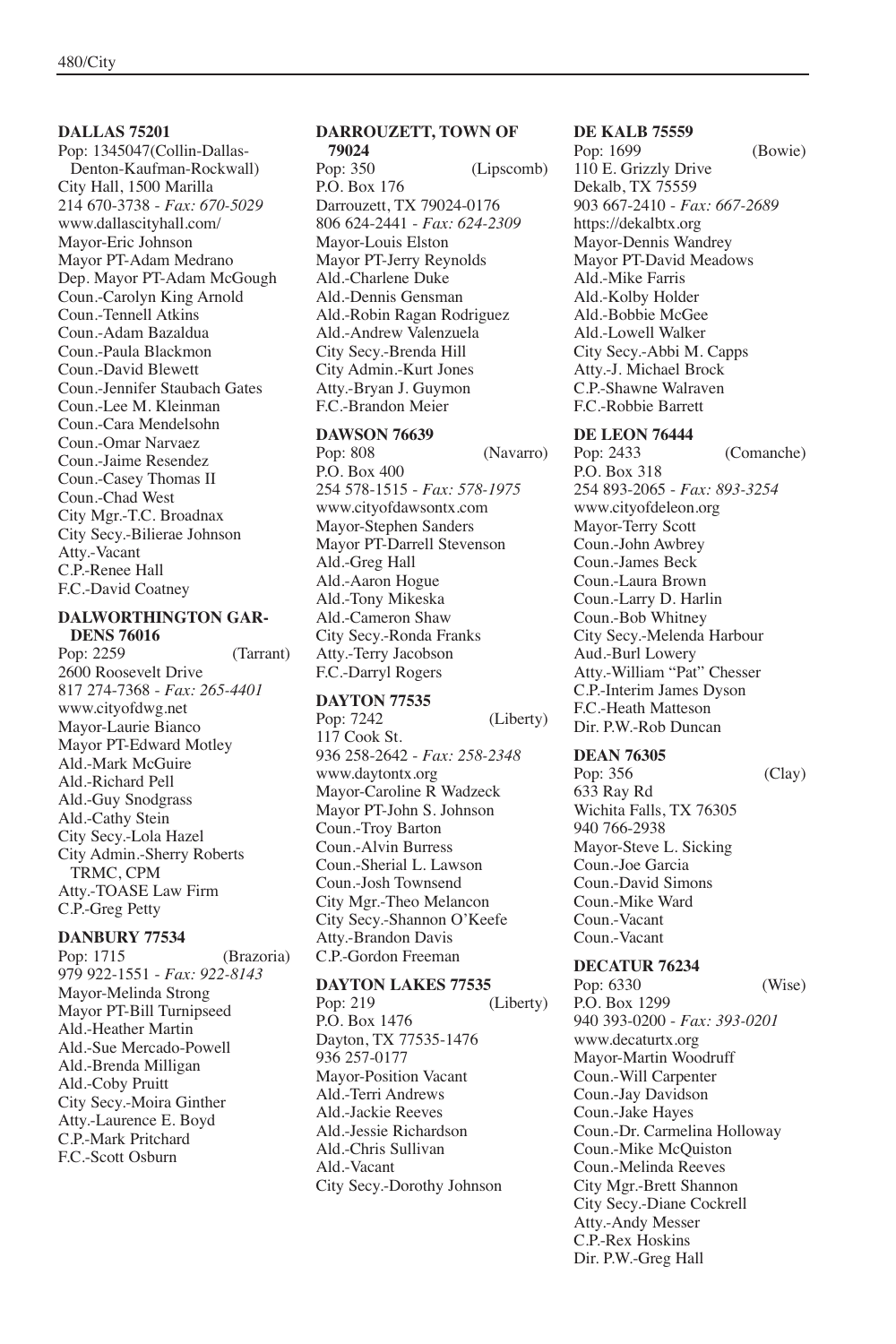**DALLAS 75201**
Pop: 1345047(Collin-Dallas-Denton-Kaufman-Rockwall)
City Hall, 1500 Marilla
214 670-3738 - *Fax: 670-5029*
www.dallascityhall.com/
Mayor-Eric Johnson
Mayor PT-Adam Medrano
Dep. Mayor PT-Adam McGough
Coun.-Carolyn King Arnold
Coun.-Tennell Atkins
Coun.-Adam Bazaldua
Coun.-Paula Blackmon
Coun.-David Blewett
Coun.-Jennifer Staubach Gates
Coun.-Lee M. Kleinman
Coun.-Cara Mendelsohn
Coun.-Omar Narvaez
Coun.-Jaime Resendez
Coun.-Casey Thomas II
Coun.-Chad West
City Mgr.-T.C. Broadnax
City Secy.-Bilierae Johnson
Atty.-Vacant
C.P.-Renee Hall
F.C.-David Coatney

**DALWORTHINGTON GARDENS 76016**
Pop: 2259 (Tarrant)
2600 Roosevelt Drive
817 274-7368 - *Fax: 265-4401*
www.cityofdwg.net
Mayor-Laurie Bianco
Mayor PT-Edward Motley
Ald.-Mark McGuire
Ald.-Richard Pell
Ald.-Guy Snodgrass
Ald.-Cathy Stein
City Secy.-Lola Hazel
City Admin.-Sherry Roberts TRMC, CPM
Atty.-TOASE Law Firm
C.P.-Greg Petty

**DANBURY 77534**
Pop: 1715 (Brazoria)
979 922-1551 - *Fax: 922-8143*
Mayor-Melinda Strong
Mayor PT-Bill Turnipseed
Ald.-Heather Martin
Ald.-Sue Mercado-Powell
Ald.-Brenda Milligan
Ald.-Coby Pruitt
City Secy.-Moira Ginther
Atty.-Laurence E. Boyd
C.P.-Mark Pritchard
F.C.-Scott Osburn

**DARROUZETT, TOWN OF 79024**
Pop: 350 (Lipscomb)
P.O. Box 176
Darrouzett, TX 79024-0176
806 624-2441 - *Fax: 624-2309*
Mayor-Louis Elston
Mayor PT-Jerry Reynolds
Ald.-Charlene Duke
Ald.-Dennis Gensman
Ald.-Robin Ragan Rodriguez
Ald.-Andrew Valenzuela
City Secy.-Brenda Hill
City Admin.-Kurt Jones
Atty.-Bryan J. Guymon
F.C.-Brandon Meier

**DAWSON 76639**
Pop: 808 (Navarro)
P.O. Box 400
254 578-1515 - *Fax: 578-1975*
www.cityofdawsontx.com
Mayor-Stephen Sanders
Mayor PT-Darrell Stevenson
Ald.-Greg Hall
Ald.-Aaron Hogue
Ald.-Tony Mikeska
Ald.-Cameron Shaw
City Secy.-Ronda Franks
Atty.-Terry Jacobson
F.C.-Darryl Rogers

**DAYTON 77535**
Pop: 7242 (Liberty)
117 Cook St.
936 258-2642 - *Fax: 258-2348*
www.daytontx.org
Mayor-Caroline R Wadzeck
Mayor PT-John S. Johnson
Coun.-Troy Barton
Coun.-Alvin Burress
Coun.-Sherial L. Lawson
Coun.-Josh Townsend
City Mgr.-Theo Melancon
City Secy.-Shannon O'Keefe
Atty.-Brandon Davis
C.P.-Gordon Freeman

**DAYTON LAKES 77535**
Pop: 219 (Liberty)
P.O. Box 1476
Dayton, TX 77535-1476
936 257-0177
Mayor-Position Vacant
Ald.-Terri Andrews
Ald.-Jackie Reeves
Ald.-Jessie Richardson
Ald.-Chris Sullivan
Ald.-Vacant
City Secy.-Dorothy Johnson

**DE KALB 75559**
Pop: 1699 (Bowie)
110 E. Grizzly Drive
Dekalb, TX 75559
903 667-2410 - *Fax: 667-2689*
https://dekalbtx.org
Mayor-Dennis Wandrey
Mayor PT-David Meadows
Ald.-Mike Farris
Ald.-Kolby Holder
Ald.-Bobbie McGee
Ald.-Lowell Walker
City Secy.-Abbi M. Capps
Atty.-J. Michael Brock
C.P.-Shawne Walraven
F.C.-Robbie Barrett

**DE LEON 76444**
Pop: 2433 (Comanche)
P.O. Box 318
254 893-2065 - *Fax: 893-3254*
www.cityofdeleon.org
Mayor-Terry Scott
Coun.-John Awbrey
Coun.-James Beck
Coun.-Laura Brown
Coun.-Larry D. Harlin
Coun.-Bob Whitney
City Secy.-Melenda Harbour
Aud.-Burl Lowery
Atty.-William "Pat" Chesser
C.P.-Interim James Dyson
F.C.-Heath Matteson
Dir. P.W.-Rob Duncan

**DEAN 76305**
Pop: 356 (Clay)
633 Ray Rd
Wichita Falls, TX 76305
940 766-2938
Mayor-Steve L. Sicking
Coun.-Joe Garcia
Coun.-David Simons
Coun.-Mike Ward
Coun.-Vacant
Coun.-Vacant

**DECATUR 76234**
Pop: 6330 (Wise)
P.O. Box 1299
940 393-0200 - *Fax: 393-0201*
www.decaturtx.org
Mayor-Martin Woodruff
Coun.-Will Carpenter
Coun.-Jay Davidson
Coun.-Jake Hayes
Coun.-Dr. Carmelina Holloway
Coun.-Mike McQuiston
Coun.-Melinda Reeves
City Mgr.-Brett Shannon
City Secy.-Diane Cockrell
Atty.-Andy Messer
C.P.-Rex Hoskins
Dir. P.W.-Greg Hall